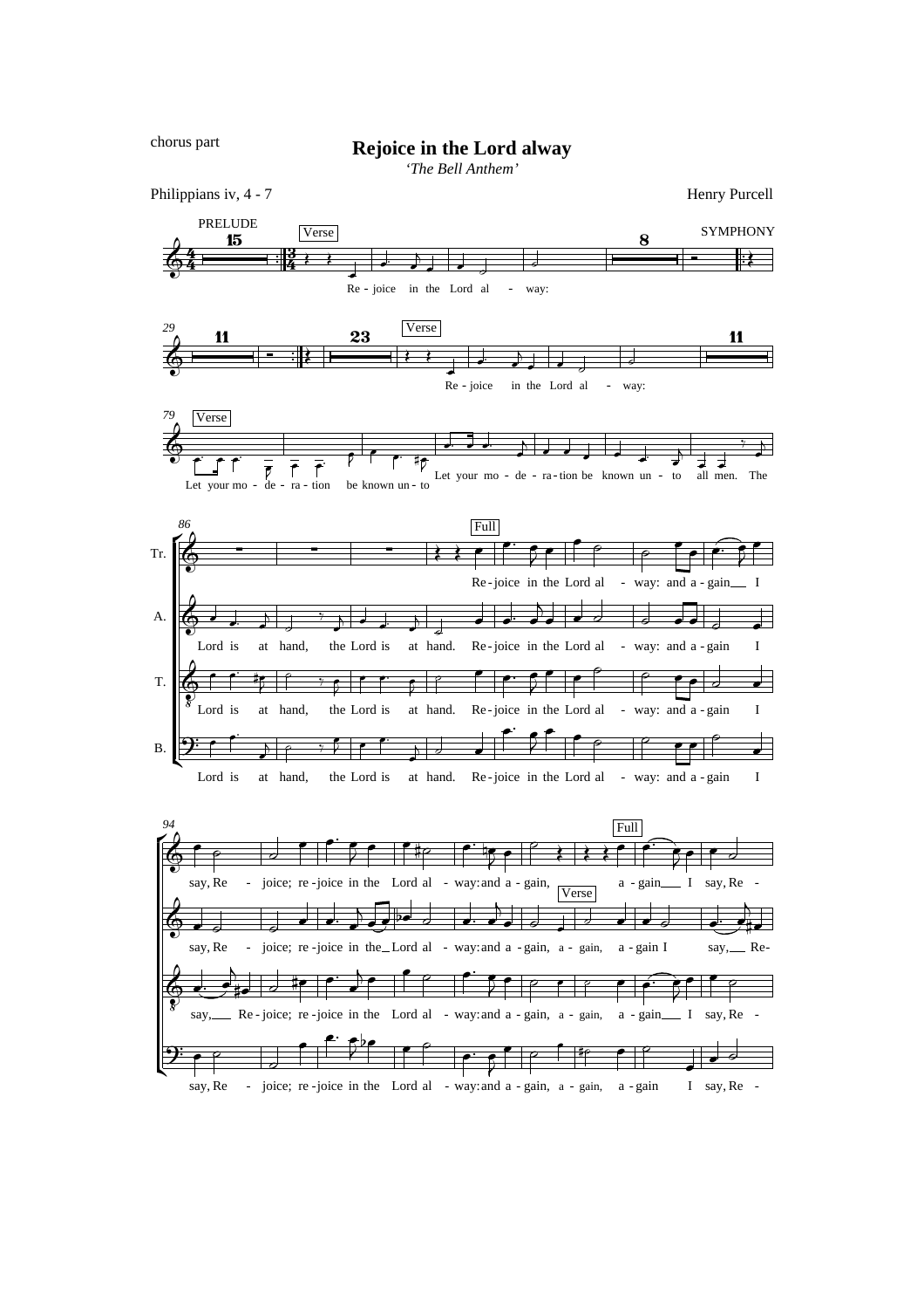chorus part

# Rejoice in the Lord alway

*'The Bell Anthem'*

Philippians iv, 4 - 7

Henry Purcell

PRELUDE 15 | Verse | 8 | SYMPHONY

Re - joice in the Lord al - way:

29 | 11 | 23 | Verse | 11

Re - joice in the Lord al - way:

79 | Verse

Let your mo - de - ra - tion be known un - to Let your mo - de - ra - tion be known un - to all men. The

86 | Full

Tr. Re - joice in the Lord al - way: and a - gain I

A. Lord is at hand, the Lord is at hand. Re - joice in the Lord al - way: and a - gain I

T. Lord is at hand, the Lord is at hand. Re - joice in the Lord al - way: and a - gain I

B. Lord is at hand, the Lord is at hand. Re - joice in the Lord al - way: and a - gain I

94 | Full | Verse

say, Re - joice; re - joice in the Lord al - way: and a - gain, a - gain I say, Re -

say, Re - joice; re - joice in the Lord al - way: and a - gain, a - gain, a - gain I say, Re-

say, Re - joice; re - joice in the Lord al - way: and a - gain, a - gain, a - gain I say, Re -

say, Re - joice; re - joice in the Lord al - way: and a - gain, a - gain, a - gain I say, Re -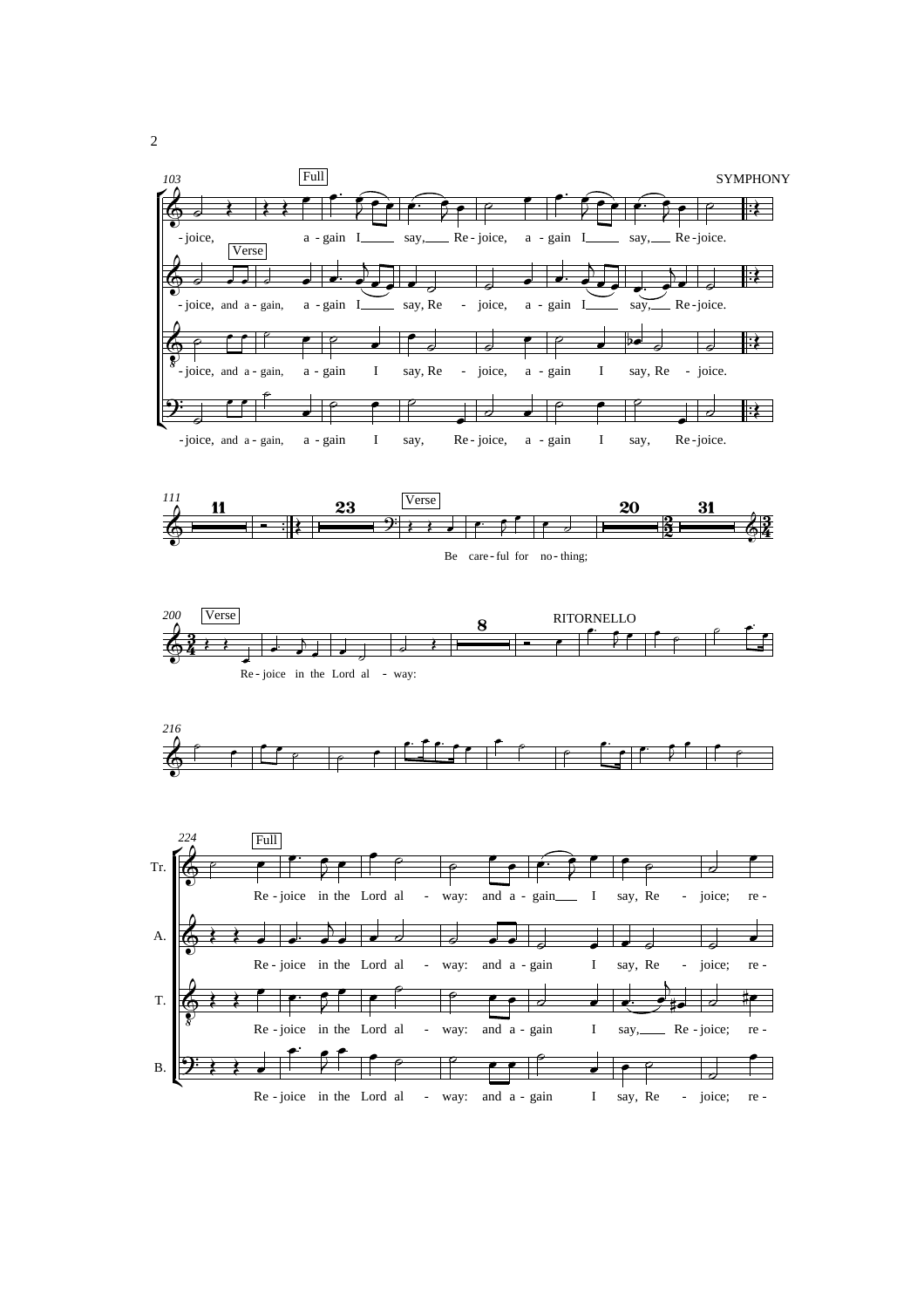103

Full

SYMPHONY

-joice, a - gain I say, Re - joice, a - gain I say, Re - joice.

Verse

-joice, and a - gain, a - gain I say, Re - joice, a - gain I say, Re - joice.

-joice, and a - gain, a - gain I say, Re - joice, a - gain I say, Re - joice.

-joice, and a - gain, a - gain I say, Re - joice, a - gain I say, Re - joice.

111

11 23

Verse

20 31

Be care - ful for no - thing;

200

Verse

8

RITORNELLO

Re - joice in the Lord al - way:

216

224

Full

Tr. Re - joice in the Lord al - way: and a - gain I say, Re - joice; re -

A. Re - joice in the Lord al - way: and a - gain I say, Re - joice; re -

T. Re - joice in the Lord al - way: and a - gain I say, Re - joice; re -

B. Re - joice in the Lord al - way: and a - gain I say, Re - joice; re -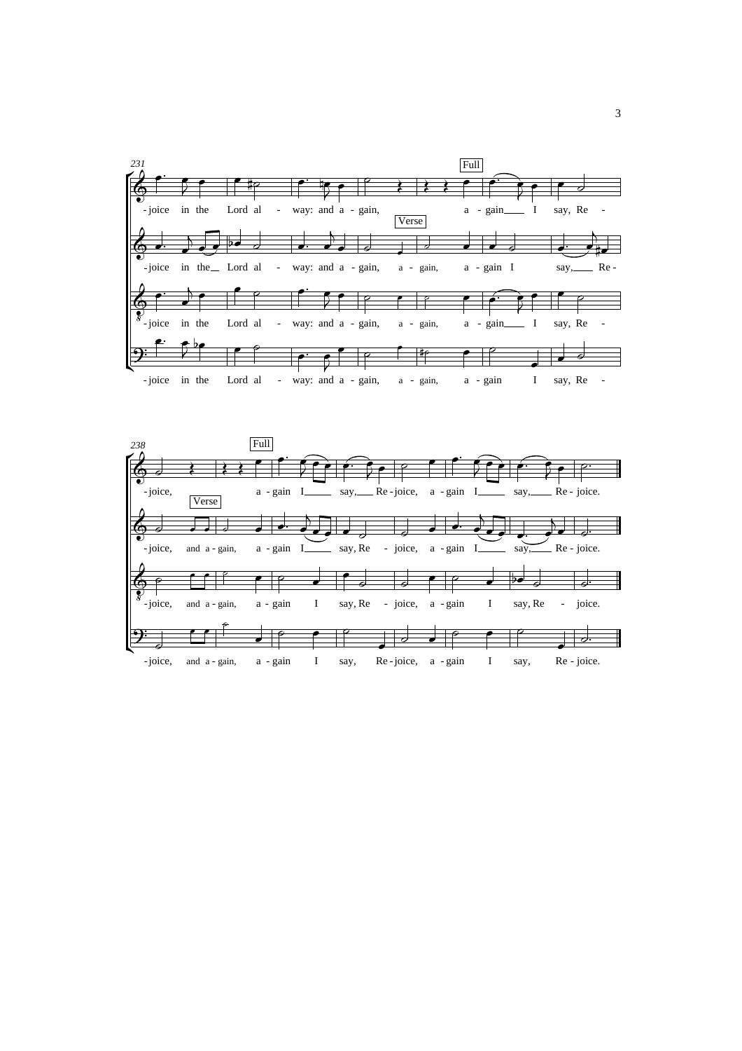231

Full

Verse

-joice in the Lord al - way: and a - gain, a - gain I say, Re -

-joice in the Lord al - way: and a - gain, a - gain, a - gain I say, Re -

-joice in the Lord al - way: and a - gain, a - gain, a - gain I say, Re -

-joice in the Lord al - way: and a - gain, a - gain, a - gain I say, Re -

238

Full

Verse

-joice, a - gain I say, Re - joice, a - gain I say, Re - joice.

-joice, and a - gain, a - gain I say, Re - joice, a - gain I say, Re - joice.

-joice, and a - gain, a - gain I say, Re - joice, a - gain I say, Re - joice.

-joice, and a - gain, a - gain I say, Re - joice, a - gain I say, Re - joice.